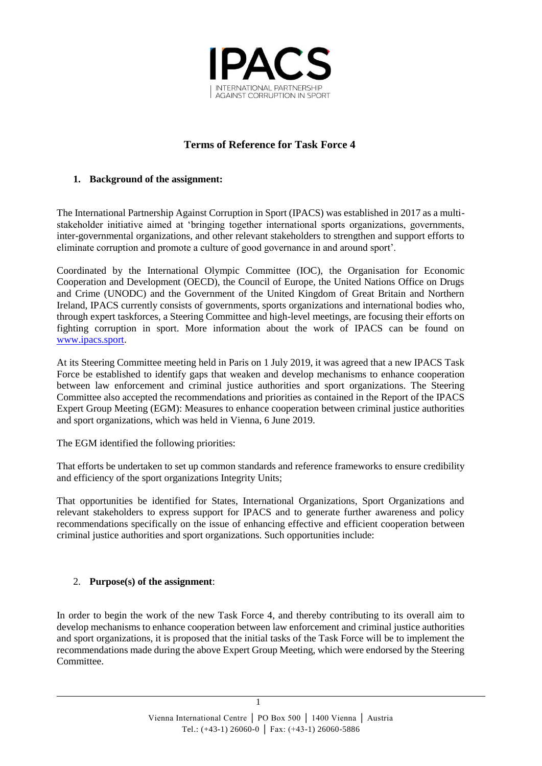IPACS

INTERNATIONAL PARTNERSHIP AGAINST CORRUPTION IN SPORT

# Terms of Reference for Task Force 4

## 1. Background of the assignment:

The International Partnership Against Corruption in Sport (IPACS) was established in 2017 as a multi-stakeholder initiative aimed at 'bringing together international sports organizations, governments, inter-governmental organizations, and other relevant stakeholders to strengthen and support efforts to eliminate corruption and promote a culture of good governance in and around sport'.

Coordinated by the International Olympic Committee (IOC), the Organisation for Economic Cooperation and Development (OECD), the Council of Europe, the United Nations Office on Drugs and Crime (UNODC) and the Government of the United Kingdom of Great Britain and Northern Ireland, IPACS currently consists of governments, sports organizations and international bodies who, through expert taskforces, a Steering Committee and high-level meetings, are focusing their efforts on fighting corruption in sport. More information about the work of IPACS can be found on [www.ipacs.sport](www.ipacs.sport).

At its Steering Committee meeting held in Paris on 1 July 2019, it was agreed that a new IPACS Task Force be established to identify gaps that weaken and develop mechanisms to enhance cooperation between law enforcement and criminal justice authorities and sport organizations. The Steering Committee also accepted the recommendations and priorities as contained in the Report of the IPACS Expert Group Meeting (EGM): Measures to enhance cooperation between criminal justice authorities and sport organizations, which was held in Vienna, 6 June 2019.

The EGM identified the following priorities:

That efforts be undertaken to set up common standards and reference frameworks to ensure credibility and efficiency of the sport organizations Integrity Units;

That opportunities be identified for States, International Organizations, Sport Organizations and relevant stakeholders to express support for IPACS and to generate further awareness and policy recommendations specifically on the issue of enhancing effective and efficient cooperation between criminal justice authorities and sport organizations. Such opportunities include:

## 2. Purpose(s) of the assignment:

In order to begin the work of the new Task Force 4, and thereby contributing to its overall aim to develop mechanisms to enhance cooperation between law enforcement and criminal justice authorities and sport organizations, it is proposed that the initial tasks of the Task Force will be to implement the recommendations made during the above Expert Group Meeting, which were endorsed by the Steering Committee.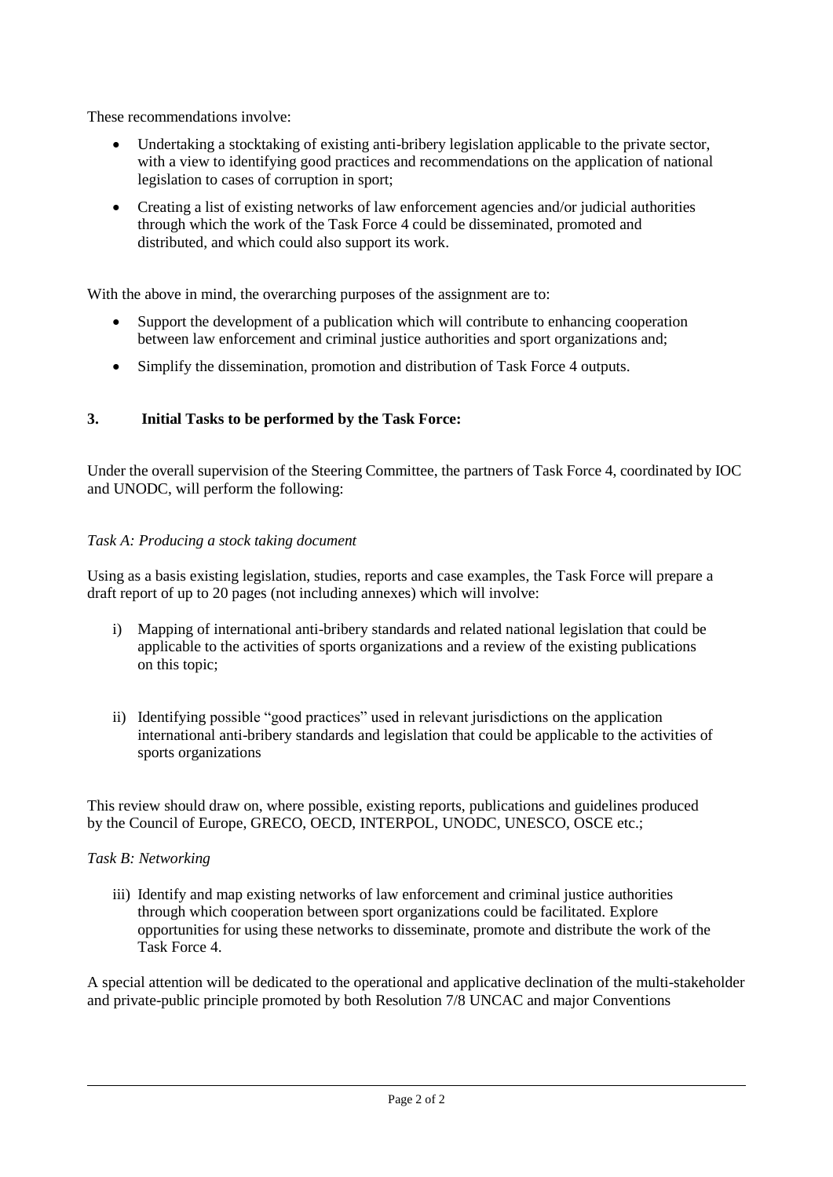These recommendations involve:

- Undertaking a stocktaking of existing anti-bribery legislation applicable to the private sector, with a view to identifying good practices and recommendations on the application of national legislation to cases of corruption in sport;
- Creating a list of existing networks of law enforcement agencies and/or judicial authorities through which the work of the Task Force 4 could be disseminated, promoted and distributed, and which could also support its work.

With the above in mind, the overarching purposes of the assignment are to:

- Support the development of a publication which will contribute to enhancing cooperation between law enforcement and criminal justice authorities and sport organizations and;
- Simplify the dissemination, promotion and distribution of Task Force 4 outputs.

## 3. Initial Tasks to be performed by the Task Force:

Under the overall supervision of the Steering Committee, the partners of Task Force 4, coordinated by IOC and UNODC, will perform the following:

*Task A: Producing a stock taking document*

Using as a basis existing legislation, studies, reports and case examples, the Task Force will prepare a draft report of up to 20 pages (not including annexes) which will involve:

i) Mapping of international anti-bribery standards and related national legislation that could be applicable to the activities of sports organizations and a review of the existing publications on this topic;

ii) Identifying possible "good practices" used in relevant jurisdictions on the application international anti-bribery standards and legislation that could be applicable to the activities of sports organizations

This review should draw on, where possible, existing reports, publications and guidelines produced by the Council of Europe, GRECO, OECD, INTERPOL, UNODC, UNESCO, OSCE etc.;

*Task B: Networking*

iii) Identify and map existing networks of law enforcement and criminal justice authorities through which cooperation between sport organizations could be facilitated. Explore opportunities for using these networks to disseminate, promote and distribute the work of the Task Force 4.

A special attention will be dedicated to the operational and applicative declination of the multi-stakeholder and private-public principle promoted by both Resolution 7/8 UNCAC and major Conventions